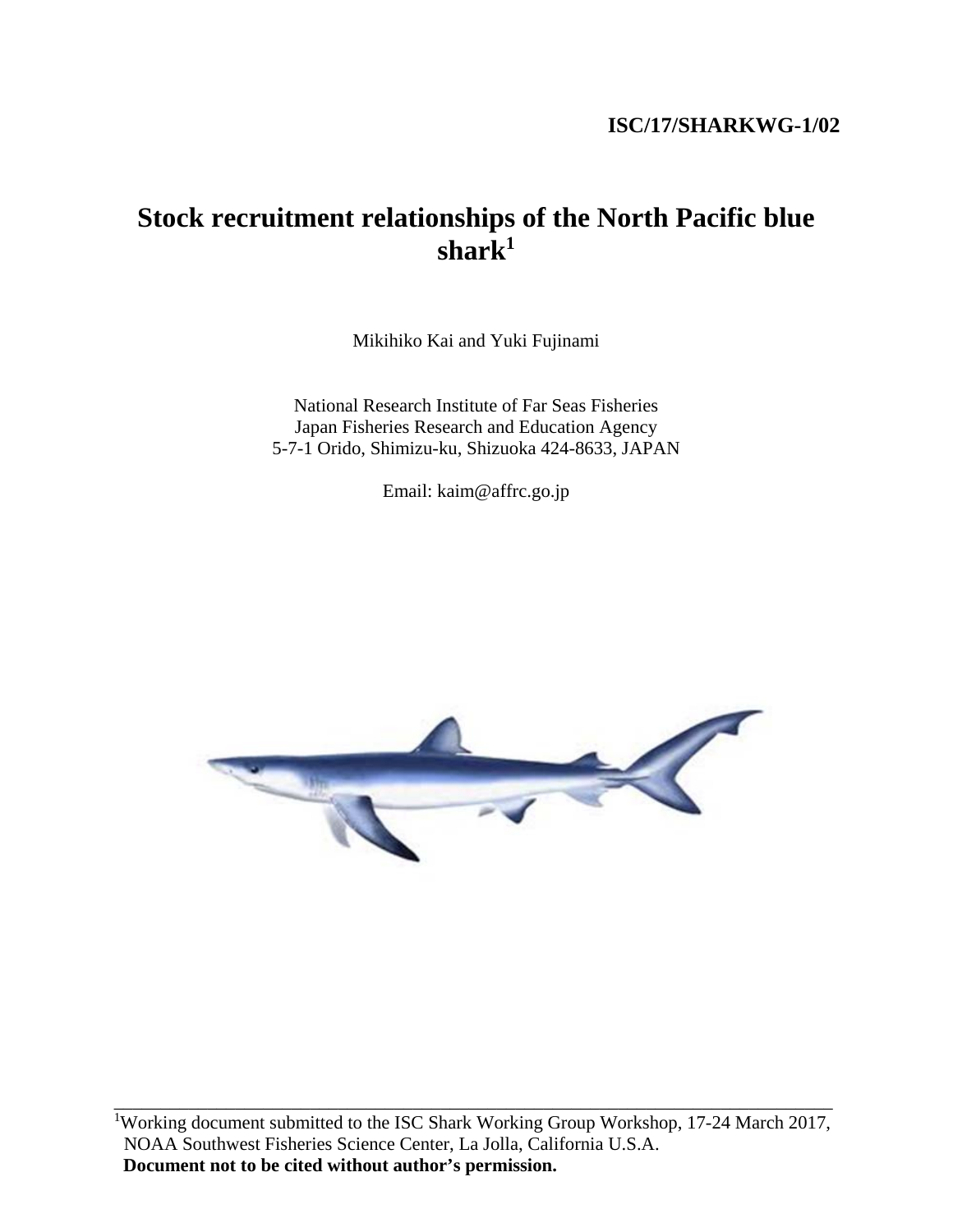**ISC/17/SHARKWG-1/02**

# Stock recruitment relationships of the North Pacific blue shark[1]

Mikihiko Kai and Yuki Fujinami

National Research Institute of Far Seas Fisheries
Japan Fisheries Research and Education Agency
5-7-1 Orido, Shimizu-ku, Shizuoka 424-8633, JAPAN

Email: kaim@affrc.go.jp

---

[1]Working document submitted to the ISC Shark Working Group Workshop, 17-24 March 2017, NOAA Southwest Fisheries Science Center, La Jolla, California U.S.A.
**Document not to be cited without author's permission.**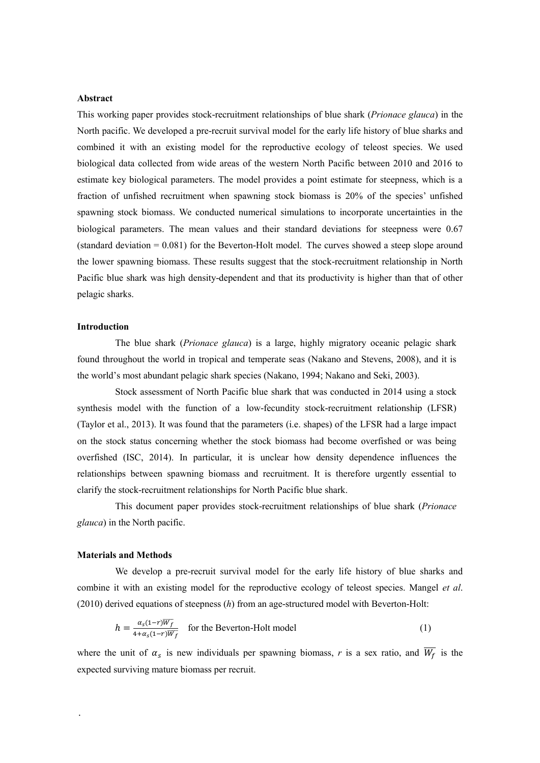**Abstract**

This working paper provides stock-recruitment relationships of blue shark (*Prionace glauca*) in the North pacific. We developed a pre-recruit survival model for the early life history of blue sharks and combined it with an existing model for the reproductive ecology of teleost species. We used biological data collected from wide areas of the western North Pacific between 2010 and 2016 to estimate key biological parameters. The model provides a point estimate for steepness, which is a fraction of unfished recruitment when spawning stock biomass is 20% of the species' unfished spawning stock biomass. We conducted numerical simulations to incorporate uncertainties in the biological parameters. The mean values and their standard deviations for steepness were 0.67 (standard deviation = 0.081) for the Beverton-Holt model. The curves showed a steep slope around the lower spawning biomass. These results suggest that the stock-recruitment relationship in North Pacific blue shark was high density-dependent and that its productivity is higher than that of other pelagic sharks.

**Introduction**

The blue shark (*Prionace glauca*) is a large, highly migratory oceanic pelagic shark found throughout the world in tropical and temperate seas (Nakano and Stevens, 2008), and it is the world's most abundant pelagic shark species (Nakano, 1994; Nakano and Seki, 2003).

Stock assessment of North Pacific blue shark that was conducted in 2014 using a stock synthesis model with the function of a low-fecundity stock-recruitment relationship (LFSR) (Taylor et al., 2013). It was found that the parameters (i.e. shapes) of the LFSR had a large impact on the stock status concerning whether the stock biomass had become overfished or was being overfished (ISC, 2014). In particular, it is unclear how density dependence influences the relationships between spawning biomass and recruitment. It is therefore urgently essential to clarify the stock-recruitment relationships for North Pacific blue shark.

This document paper provides stock-recruitment relationships of blue shark (*Prionace glauca*) in the North pacific.

**Materials and Methods**

We develop a pre-recruit survival model for the early life history of blue sharks and combine it with an existing model for the reproductive ecology of teleost species. Mangel *et al*. (2010) derived equations of steepness ($h$) from an age-structured model with Beverton-Holt:

$$h = \frac{\alpha_s(1-r)\overline{W_f}}{4+\alpha_s(1-r)\overline{W_f}} \quad \text{for the Beverton-Holt model} \tag{1}$$

where the unit of $\alpha_s$ is new individuals per spawning biomass, $r$ is a sex ratio, and $\overline{W_f}$ is the expected surviving mature biomass per recruit.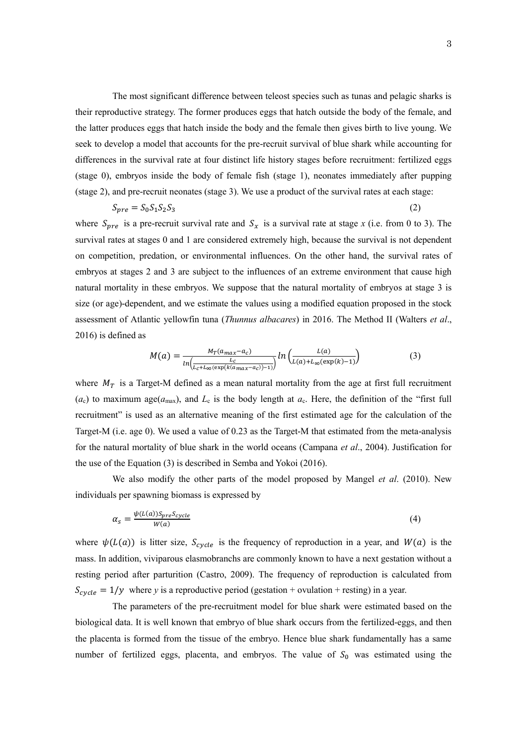The most significant difference between teleost species such as tunas and pelagic sharks is their reproductive strategy. The former produces eggs that hatch outside the body of the female, and the latter produces eggs that hatch inside the body and the female then gives birth to live young. We seek to develop a model that accounts for the pre-recruit survival of blue shark while accounting for differences in the survival rate at four distinct life history stages before recruitment: fertilized eggs (stage 0), embryos inside the body of female fish (stage 1), neonates immediately after pupping (stage 2), and pre-recruit neonates (stage 3). We use a product of the survival rates at each stage:

$$S_{pre} = S_0 S_1 S_2 S_3 \tag{2}$$

where $S_{pre}$ is a pre-recruit survival rate and $S_x$ is a survival rate at stage *x* (i.e. from 0 to 3). The survival rates at stages 0 and 1 are considered extremely high, because the survival is not dependent on competition, predation, or environmental influences. On the other hand, the survival rates of embryos at stages 2 and 3 are subject to the influences of an extreme environment that cause high natural mortality in these embryos. We suppose that the natural mortality of embryos at stage 3 is size (or age)-dependent, and we estimate the values using a modified equation proposed in the stock assessment of Atlantic yellowfin tuna (*Thunnus albacares*) in 2016. The Method II (Walters *et al*., 2016) is defined as

$$M(a) = \frac{M_T(a_{max} - a_c)}{ln\left(\frac{L_c}{L_c + L_\infty(\exp(k(a_{max} - a_c)) - 1)}\right)} ln\left(\frac{L(a)}{L(a) + L_\infty(\exp(k) - 1)}\right) \tag{3}$$

where $M_T$ is a Target-M defined as a mean natural mortality from the age at first full recruitment ($a_c$) to maximum age($a_{max}$), and $L_c$ is the body length at $a_c$. Here, the definition of the "first full recruitment" is used as an alternative meaning of the first estimated age for the calculation of the Target-M (i.e. age 0). We used a value of 0.23 as the Target-M that estimated from the meta-analysis for the natural mortality of blue shark in the world oceans (Campana *et al*., 2004). Justification for the use of the Equation (3) is described in Semba and Yokoi (2016).

We also modify the other parts of the model proposed by Mangel *et al*. (2010). New individuals per spawning biomass is expressed by

$$\alpha_s = \frac{\psi(L(a)) S_{pre} S_{cycle}}{W(a)} \tag{4}$$

where $\psi(L(a))$ is litter size, $S_{cycle}$ is the frequency of reproduction in a year, and $W(a)$ is the mass. In addition, viviparous elasmobranchs are commonly known to have a next gestation without a resting period after parturition (Castro, 2009). The frequency of reproduction is calculated from $S_{cycle} = 1/y$ where *y* is a reproductive period (gestation + ovulation + resting) in a year.

The parameters of the pre-recruitment model for blue shark were estimated based on the biological data. It is well known that embryo of blue shark occurs from the fertilized-eggs, and then the placenta is formed from the tissue of the embryo. Hence blue shark fundamentally has a same number of fertilized eggs, placenta, and embryos. The value of $S_0$ was estimated using the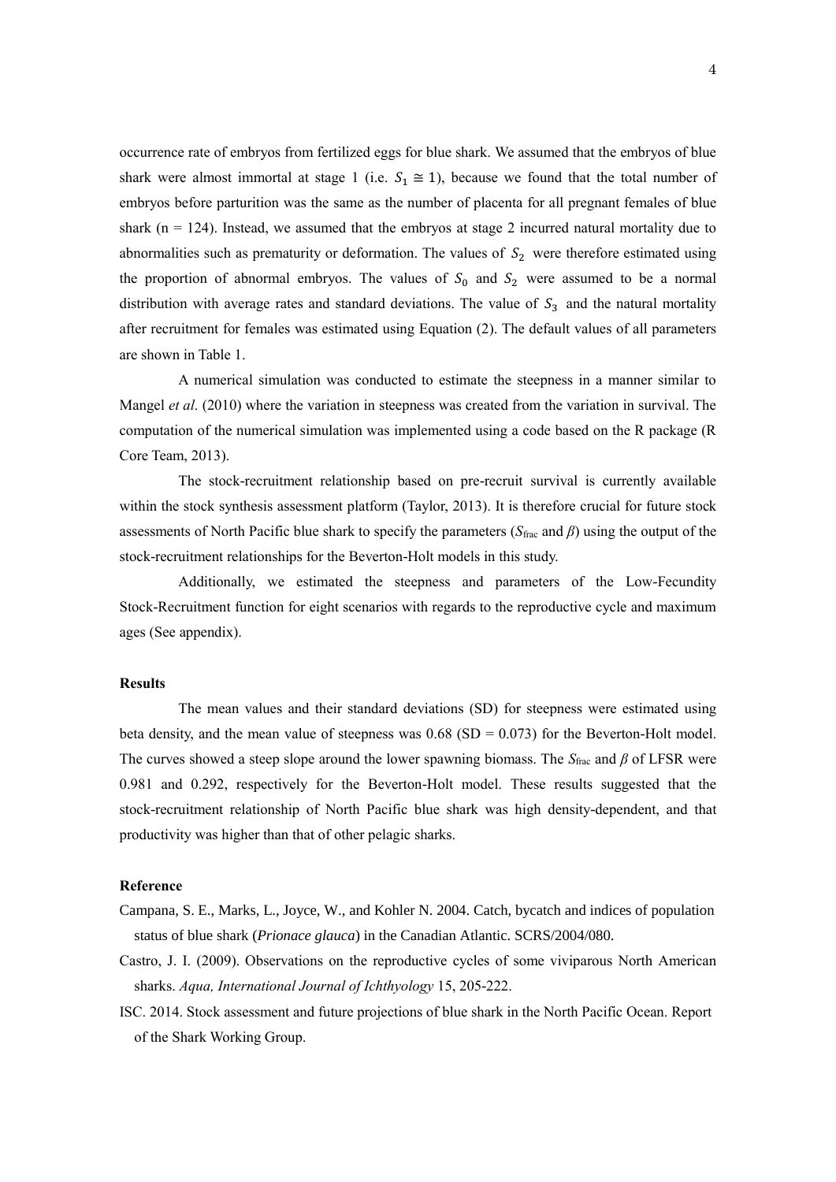occurrence rate of embryos from fertilized eggs for blue shark. We assumed that the embryos of blue shark were almost immortal at stage 1 (i.e. $S_1 \cong 1$), because we found that the total number of embryos before parturition was the same as the number of placenta for all pregnant females of blue shark (n = 124). Instead, we assumed that the embryos at stage 2 incurred natural mortality due to abnormalities such as prematurity or deformation. The values of $S_2$ were therefore estimated using the proportion of abnormal embryos. The values of $S_0$ and $S_2$ were assumed to be a normal distribution with average rates and standard deviations. The value of $S_3$ and the natural mortality after recruitment for females was estimated using Equation (2). The default values of all parameters are shown in Table 1.

A numerical simulation was conducted to estimate the steepness in a manner similar to Mangel *et al*. (2010) where the variation in steepness was created from the variation in survival. The computation of the numerical simulation was implemented using a code based on the R package (R Core Team, 2013).

The stock-recruitment relationship based on pre-recruit survival is currently available within the stock synthesis assessment platform (Taylor, 2013). It is therefore crucial for future stock assessments of North Pacific blue shark to specify the parameters ($S_{\text{frac}}$ and $\beta$) using the output of the stock-recruitment relationships for the Beverton-Holt models in this study.

Additionally, we estimated the steepness and parameters of the Low-Fecundity Stock-Recruitment function for eight scenarios with regards to the reproductive cycle and maximum ages (See appendix).

### Results

The mean values and their standard deviations (SD) for steepness were estimated using beta density, and the mean value of steepness was 0.68 (SD = 0.073) for the Beverton-Holt model. The curves showed a steep slope around the lower spawning biomass. The $S_{\text{frac}}$ and $\beta$ of LFSR were 0.981 and 0.292, respectively for the Beverton-Holt model. These results suggested that the stock-recruitment relationship of North Pacific blue shark was high density-dependent, and that productivity was higher than that of other pelagic sharks.

### Reference

Campana, S. E., Marks, L., Joyce, W., and Kohler N. 2004. Catch, bycatch and indices of population status of blue shark (*Prionace glauca*) in the Canadian Atlantic. SCRS/2004/080.

Castro, J. I. (2009). Observations on the reproductive cycles of some viviparous North American sharks. *Aqua, International Journal of Ichthyology* 15, 205-222.

ISC. 2014. Stock assessment and future projections of blue shark in the North Pacific Ocean. Report of the Shark Working Group.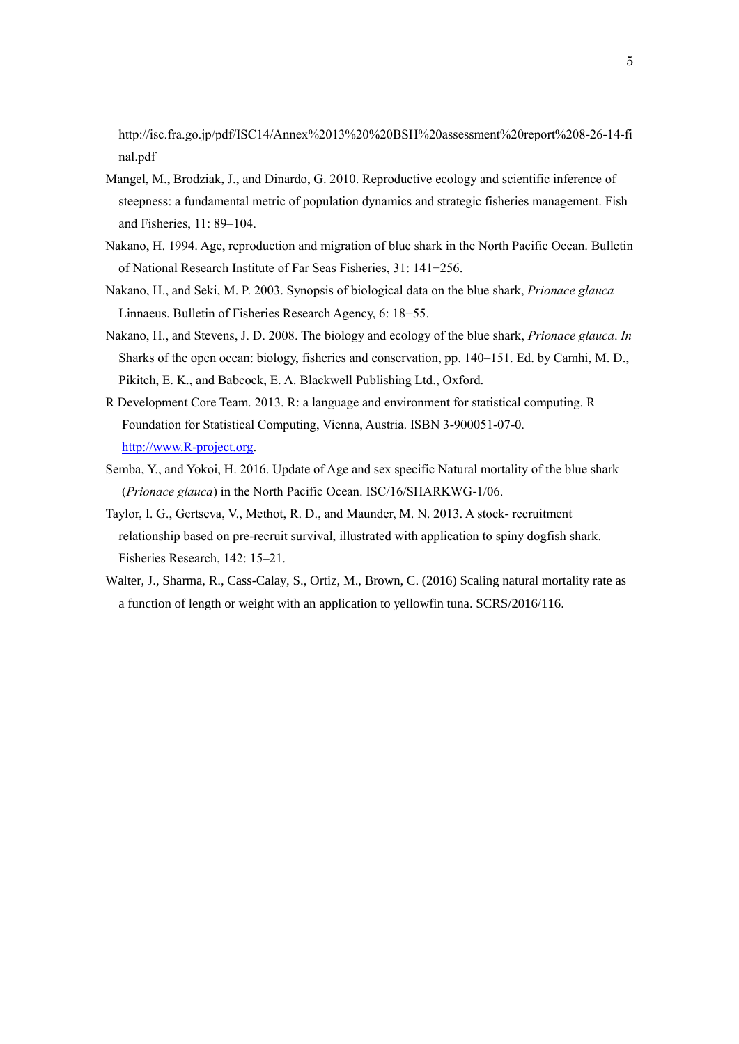http://isc.fra.go.jp/pdf/ISC14/Annex%2013%20%20BSH%20assessment%20report%208-26-14-final.pdf

Mangel, M., Brodziak, J., and Dinardo, G. 2010. Reproductive ecology and scientific inference of steepness: a fundamental metric of population dynamics and strategic fisheries management. Fish and Fisheries, 11: 89–104.

Nakano, H. 1994. Age, reproduction and migration of blue shark in the North Pacific Ocean. Bulletin of National Research Institute of Far Seas Fisheries, 31: 141−256.

Nakano, H., and Seki, M. P. 2003. Synopsis of biological data on the blue shark, *Prionace glauca* Linnaeus. Bulletin of Fisheries Research Agency, 6: 18−55.

Nakano, H., and Stevens, J. D. 2008. The biology and ecology of the blue shark, *Prionace glauca*. *In* Sharks of the open ocean: biology, fisheries and conservation, pp. 140–151. Ed. by Camhi, M. D., Pikitch, E. K., and Babcock, E. A. Blackwell Publishing Ltd., Oxford.

R Development Core Team. 2013. R: a language and environment for statistical computing. R Foundation for Statistical Computing, Vienna, Austria. ISBN 3-900051-07-0. http://www.R-project.org.

Semba, Y., and Yokoi, H. 2016. Update of Age and sex specific Natural mortality of the blue shark (*Prionace glauca*) in the North Pacific Ocean. ISC/16/SHARKWG-1/06.

Taylor, I. G., Gertseva, V., Methot, R. D., and Maunder, M. N. 2013. A stock- recruitment relationship based on pre-recruit survival, illustrated with application to spiny dogfish shark. Fisheries Research, 142: 15–21.

Walter, J., Sharma, R., Cass-Calay, S., Ortiz, M., Brown, C. (2016) Scaling natural mortality rate as a function of length or weight with an application to yellowfin tuna. SCRS/2016/116.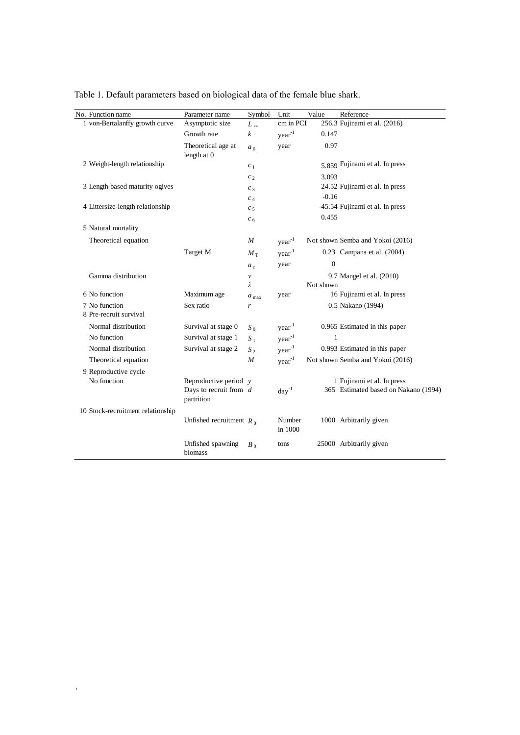Table 1. Default parameters based on biological data of the female blue shark.

| No. | Function name | Parameter name | Symbol | Unit | Value | Reference |
|---|---|---|---|---|---|---|
| 1 | von-Bertalanffy growth curve | Asymptotic size | $L_{\infty}$ | cm in PCI | 256.3 | Fujinami et al. (2016) |
| | | Growth rate | $k$ | year$^{-1}$ | 0.147 | |
| | | Theoretical age at length at 0 | $a_0$ | year | 0.97 | |
| 2 | Weight-length relationship | | $c_1$ | | 5.859 | Fujinami et al. In press |
| | | | $c_2$ | | 3.093 | |
| 3 | Length-based maturity ogives | | $c_3$ | | 24.52 | Fujinami et al. In press |
| | | | $c_4$ | | -0.16 | |
| 4 | Littersize-length relationship | | $c_5$ | | -45.54 | Fujinami et al. In press |
| | | | $c_6$ | | 0.455 | |
| 5 | Natural mortality | | | | | |
| | Theoretical equation | | $M$ | year$^{-1}$ | Not shown | Semba and Yokoi (2016) |
| | | Target M | $M_T$ | year$^{-1}$ | 0.23 | Campana et al. (2004) |
| | | | $a_c$ | year | 0 | |
| | Gamma distribution | | $\nu$ | | 9.7 | Mangel et al. (2010) |
| | | | $\lambda$ | | Not shown | |
| 6 | No function | Maximum age | $a_{max}$ | year | 16 | Fujinami et al. In press |
| 7 | No function | Sex ratio | $r$ | | 0.5 | Nakano (1994) |
| 8 | Pre-recruit survival | | | | | |
| | Normal distribution | Survival at stage 0 | $S_0$ | year$^{-1}$ | 0.965 | Estimated in this paper |
| | No function | Survival at stage 1 | $S_1$ | year$^{-1}$ | 1 | |
| | Normal distribution | Survival at stage 2 | $S_2$ | year$^{-1}$ | 0.993 | Estimated in this paper |
| | Theoretical equation | | $M$ | year$^{-1}$ | Not shown | Semba and Yokoi (2016) |
| 9 | Reproductive cycle | | | | | |
| | No function | Reproductive period | $y$ | | 1 | Fujinami et al. In press |
| | | Days to recruit from partrition | $d$ | day$^{-1}$ | 365 | Estimated based on Nakano (1994) |
| 10 | Stock-recruitment relationship | | | | | |
| | | Unfished recruitment | $R_0$ | Number in 1000 | 1000 | Arbitrarily given |
| | | Unfished spawning biomass | $B_0$ | tons | 25000 | Arbitrarily given |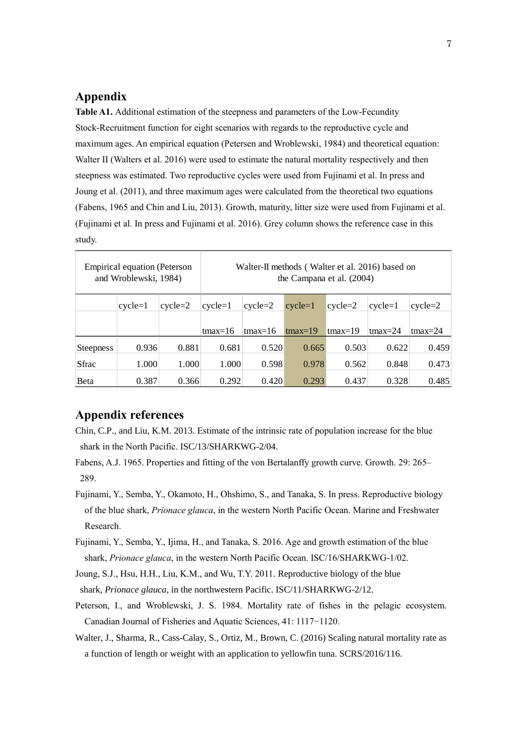## Appendix

**Table A1.** Additional estimation of the steepness and parameters of the Low-Fecundity Stock-Recruitment function for eight scenarios with regards to the reproductive cycle and maximum ages. An empirical equation (Petersen and Wroblewski, 1984) and theoretical equation: Walter II (Walters et al. 2016) were used to estimate the natural mortality respectively and then steepness was estimated. Two reproductive cycles were used from Fujinami et al. In press and Joung et al. (2011), and three maximum ages were calculated from the theoretical two equations (Fabens, 1965 and Chin and Liu, 2013). Growth, maturity, litter size were used from Fujinami et al. (Fujinami et al. In press and Fujinami et al. 2016). Grey column shows the reference case in this study.

| Empirical equation (Peterson and Wroblewski, 1984) | | | Walter-II methods ( Walter et al. 2016) based on the Campana et al. (2004) | | | | | |
|---|---|---|---|---|---|---|---|---|
| | cycle=1 | cycle=2 | cycle=1 | cycle=2 | cycle=1 | cycle=2 | cycle=1 | cycle=2 |
| | | | tmax=16 | tmax=16 | tmax=19 | tmax=19 | tmax=24 | tmax=24 |
| Steepness | 0.936 | 0.881 | 0.681 | 0.520 | 0.665 | 0.503 | 0.622 | 0.459 |
| Sfrac | 1.000 | 1.000 | 1.000 | 0.598 | 0.978 | 0.562 | 0.848 | 0.473 |
| Beta | 0.387 | 0.366 | 0.292 | 0.420 | 0.293 | 0.437 | 0.328 | 0.485 |

## Appendix references

Chin, C.P., and Liu, K.M. 2013. Estimate of the intrinsic rate of population increase for the blue shark in the North Pacific. ISC/13/SHARKWG-2/04.

Fabens, A.J. 1965. Properties and fitting of the von Bertalanffy growth curve. Growth. 29: 265–289.

Fujinami, Y., Semba, Y., Okamoto, H., Ohshimo, S., and Tanaka, S. In press. Reproductive biology of the blue shark, *Prionace glauca*, in the western North Pacific Ocean. Marine and Freshwater Research.

Fujinami, Y., Semba, Y., Ijima, H., and Tanaka, S. 2016. Age and growth estimation of the blue shark, *Prionace glauca*, in the western North Pacific Ocean. ISC/16/SHARKWG-1/02.

Joung, S.J., Hsu, H.H., Liu, K.M., and Wu, T.Y. 2011. Reproductive biology of the blue shark, *Prionace glauca,* in the northwestern Pacific. ISC/11/SHARKWG-2/12.

Peterson, I., and Wroblewski, J. S. 1984. Mortality rate of fishes in the pelagic ecosystem. Canadian Journal of Fisheries and Aquatic Sciences, 41: 1117−1120.

Walter, J., Sharma, R., Cass-Calay, S., Ortiz, M., Brown, C. (2016) Scaling natural mortality rate as a function of length or weight with an application to yellowfin tuna. SCRS/2016/116.